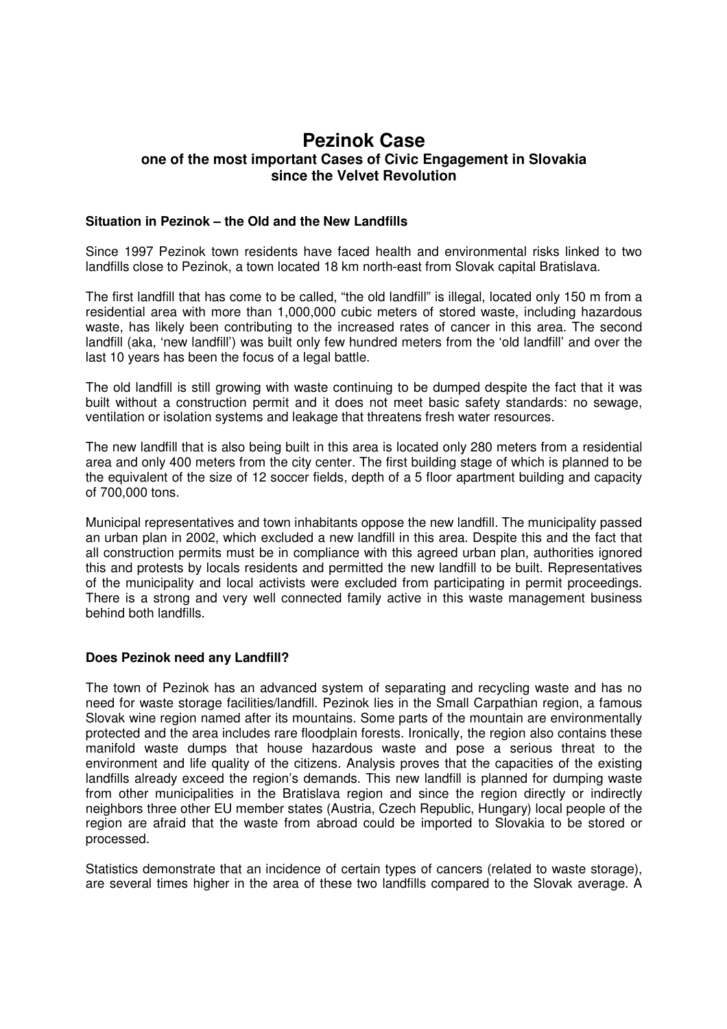# Pezinok Case

## one of the most important Cases of Civic Engagement in Slovakia since the Velvet Revolution

### Situation in Pezinok – the Old and the New Landfills

Since 1997 Pezinok town residents have faced health and environmental risks linked to two landfills close to Pezinok, a town located 18 km north-east from Slovak capital Bratislava.

The first landfill that has come to be called, "the old landfill" is illegal, located only 150 m from a residential area with more than 1,000,000 cubic meters of stored waste, including hazardous waste, has likely been contributing to the increased rates of cancer in this area. The second landfill (aka, 'new landfill') was built only few hundred meters from the 'old landfill' and over the last 10 years has been the focus of a legal battle.

The old landfill is still growing with waste continuing to be dumped despite the fact that it was built without a construction permit and it does not meet basic safety standards: no sewage, ventilation or isolation systems and leakage that threatens fresh water resources.

The new landfill that is also being built in this area is located only 280 meters from a residential area and only 400 meters from the city center. The first building stage of which is planned to be the equivalent of the size of 12 soccer fields, depth of a 5 floor apartment building and capacity of 700,000 tons.

Municipal representatives and town inhabitants oppose the new landfill. The municipality passed an urban plan in 2002, which excluded a new landfill in this area. Despite this and the fact that all construction permits must be in compliance with this agreed urban plan, authorities ignored this and protests by locals residents and permitted the new landfill to be built. Representatives of the municipality and local activists were excluded from participating in permit proceedings. There is a strong and very well connected family active in this waste management business behind both landfills.

### Does Pezinok need any Landfill?

The town of Pezinok has an advanced system of separating and recycling waste and has no need for waste storage facilities/landfill. Pezinok lies in the Small Carpathian region, a famous Slovak wine region named after its mountains. Some parts of the mountain are environmentally protected and the area includes rare floodplain forests. Ironically, the region also contains these manifold waste dumps that house hazardous waste and pose a serious threat to the environment and life quality of the citizens. Analysis proves that the capacities of the existing landfills already exceed the region's demands. This new landfill is planned for dumping waste from other municipalities in the Bratislava region and since the region directly or indirectly neighbors three other EU member states (Austria, Czech Republic, Hungary) local people of the region are afraid that the waste from abroad could be imported to Slovakia to be stored or processed.

Statistics demonstrate that an incidence of certain types of cancers (related to waste storage), are several times higher in the area of these two landfills compared to the Slovak average. A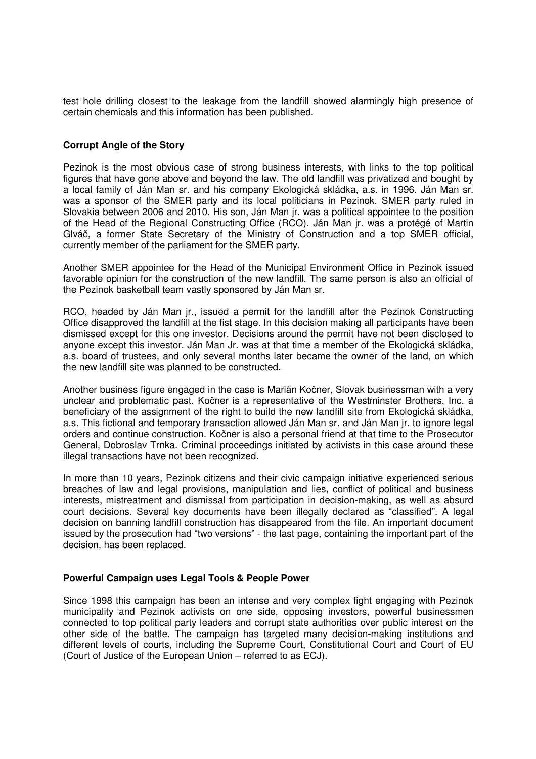test hole drilling closest to the leakage from the landfill showed alarmingly high presence of certain chemicals and this information has been published.

**Corrupt Angle of the Story**

Pezinok is the most obvious case of strong business interests, with links to the top political figures that have gone above and beyond the law. The old landfill was privatized and bought by a local family of Ján Man sr. and his company Ekologická skládka, a.s. in 1996. Ján Man sr. was a sponsor of the SMER party and its local politicians in Pezinok. SMER party ruled in Slovakia between 2006 and 2010. His son, Ján Man jr. was a political appointee to the position of the Head of the Regional Constructing Office (RCO). Ján Man jr. was a protégé of Martin Glváč, a former State Secretary of the Ministry of Construction and a top SMER official, currently member of the parliament for the SMER party.

Another SMER appointee for the Head of the Municipal Environment Office in Pezinok issued favorable opinion for the construction of the new landfill. The same person is also an official of the Pezinok basketball team vastly sponsored by Ján Man sr.

RCO, headed by Ján Man jr., issued a permit for the landfill after the Pezinok Constructing Office disapproved the landfill at the fist stage. In this decision making all participants have been dismissed except for this one investor. Decisions around the permit have not been disclosed to anyone except this investor. Ján Man Jr. was at that time a member of the Ekologická skládka, a.s. board of trustees, and only several months later became the owner of the land, on which the new landfill site was planned to be constructed.

Another business figure engaged in the case is Marián Kočner, Slovak businessman with a very unclear and problematic past. Kočner is a representative of the Westminster Brothers, Inc. a beneficiary of the assignment of the right to build the new landfill site from Ekologická skládka, a.s. This fictional and temporary transaction allowed Ján Man sr. and Ján Man jr. to ignore legal orders and continue construction. Kočner is also a personal friend at that time to the Prosecutor General, Dobroslav Trnka. Criminal proceedings initiated by activists in this case around these illegal transactions have not been recognized.

In more than 10 years, Pezinok citizens and their civic campaign initiative experienced serious breaches of law and legal provisions, manipulation and lies, conflict of political and business interests, mistreatment and dismissal from participation in decision-making, as well as absurd court decisions. Several key documents have been illegally declared as "classified". A legal decision on banning landfill construction has disappeared from the file. An important document issued by the prosecution had "two versions" - the last page, containing the important part of the decision, has been replaced.

**Powerful Campaign uses Legal Tools & People Power**

Since 1998 this campaign has been an intense and very complex fight engaging with Pezinok municipality and Pezinok activists on one side, opposing investors, powerful businessmen connected to top political party leaders and corrupt state authorities over public interest on the other side of the battle. The campaign has targeted many decision-making institutions and different levels of courts, including the Supreme Court, Constitutional Court and Court of EU (Court of Justice of the European Union – referred to as ECJ).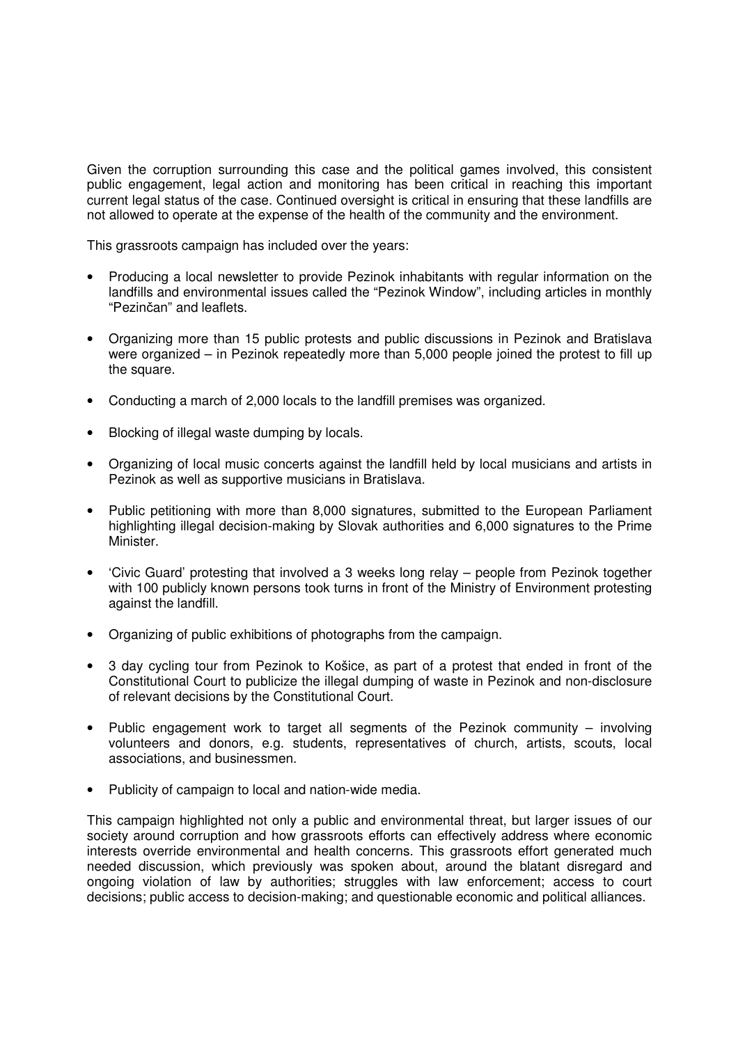Given the corruption surrounding this case and the political games involved, this consistent public engagement, legal action and monitoring has been critical in reaching this important current legal status of the case. Continued oversight is critical in ensuring that these landfills are not allowed to operate at the expense of the health of the community and the environment.

This grassroots campaign has included over the years:

- Producing a local newsletter to provide Pezinok inhabitants with regular information on the landfills and environmental issues called the "Pezinok Window", including articles in monthly "Pezinčan" and leaflets.

- Organizing more than 15 public protests and public discussions in Pezinok and Bratislava were organized – in Pezinok repeatedly more than 5,000 people joined the protest to fill up the square.

- Conducting a march of 2,000 locals to the landfill premises was organized.

- Blocking of illegal waste dumping by locals.

- Organizing of local music concerts against the landfill held by local musicians and artists in Pezinok as well as supportive musicians in Bratislava.

- Public petitioning with more than 8,000 signatures, submitted to the European Parliament highlighting illegal decision-making by Slovak authorities and 6,000 signatures to the Prime Minister.

- 'Civic Guard' protesting that involved a 3 weeks long relay – people from Pezinok together with 100 publicly known persons took turns in front of the Ministry of Environment protesting against the landfill.

- Organizing of public exhibitions of photographs from the campaign.

- 3 day cycling tour from Pezinok to Košice, as part of a protest that ended in front of the Constitutional Court to publicize the illegal dumping of waste in Pezinok and non-disclosure of relevant decisions by the Constitutional Court.

- Public engagement work to target all segments of the Pezinok community – involving volunteers and donors, e.g. students, representatives of church, artists, scouts, local associations, and businessmen.

- Publicity of campaign to local and nation-wide media.

This campaign highlighted not only a public and environmental threat, but larger issues of our society around corruption and how grassroots efforts can effectively address where economic interests override environmental and health concerns. This grassroots effort generated much needed discussion, which previously was spoken about, around the blatant disregard and ongoing violation of law by authorities; struggles with law enforcement; access to court decisions; public access to decision-making; and questionable economic and political alliances.